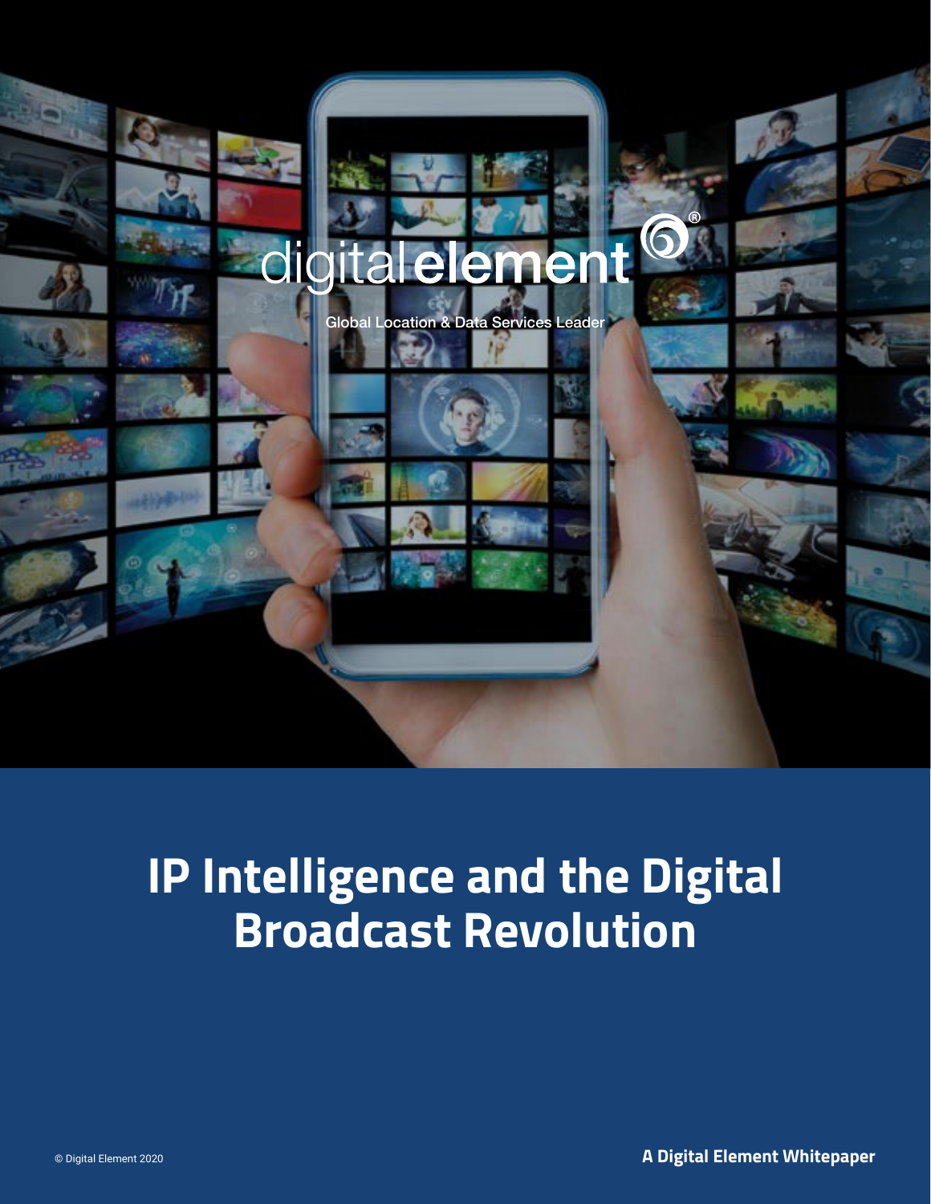digitalelement®

Global Location & Data Services Leader

# IP Intelligence and the Digital Broadcast Revolution

© Digital Element 2020

**A Digital Element Whitepaper**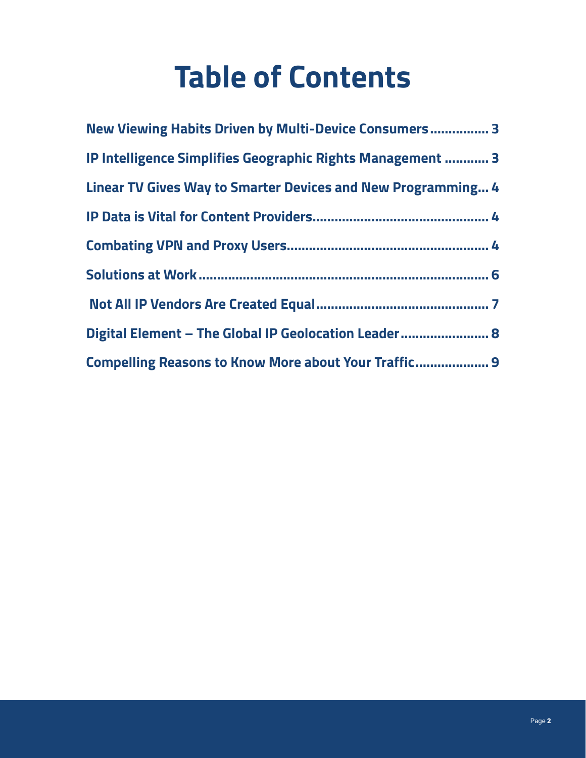# Table of Contents

New Viewing Habits Driven by Multi-Device Consumers ................ 3

IP Intelligence Simplifies Geographic Rights Management ............ 3

Linear TV Gives Way to Smarter Devices and New Programming... 4

IP Data is Vital for Content Providers................................................ 4

Combating VPN and Proxy Users....................................................... 4

Solutions at Work .................................................................................. 6

Not All IP Vendors Are Created Equal............................................... 7

Digital Element – The Global IP Geolocation Leader........................ 8

Compelling Reasons to Know More about Your Traffic.................... 9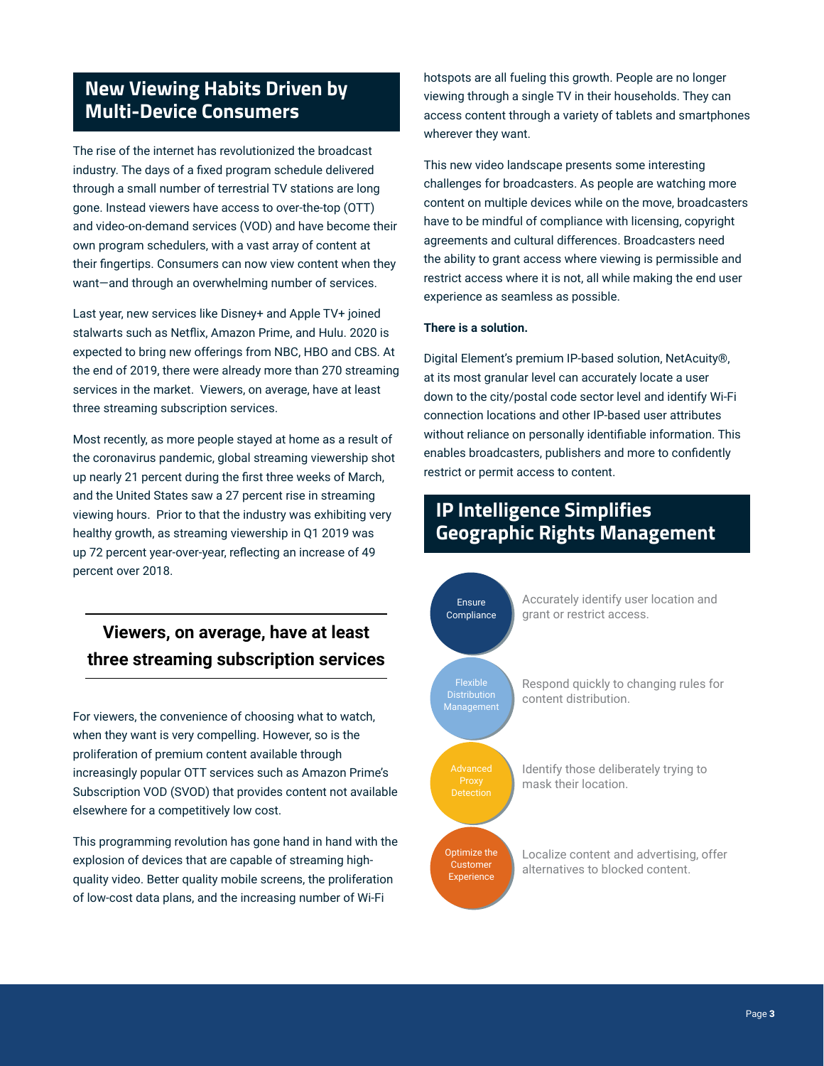## New Viewing Habits Driven by Multi-Device Consumers

The rise of the internet has revolutionized the broadcast industry. The days of a fixed program schedule delivered through a small number of terrestrial TV stations are long gone. Instead viewers have access to over-the-top (OTT) and video-on-demand services (VOD) and have become their own program schedulers, with a vast array of content at their fingertips. Consumers can now view content when they want—and through an overwhelming number of services.

Last year, new services like Disney+ and Apple TV+ joined stalwarts such as Netflix, Amazon Prime, and Hulu. 2020 is expected to bring new offerings from NBC, HBO and CBS. At the end of 2019, there were already more than 270 streaming services in the market. Viewers, on average, have at least three streaming subscription services.

Most recently, as more people stayed at home as a result of the coronavirus pandemic, global streaming viewership shot up nearly 21 percent during the first three weeks of March, and the United States saw a 27 percent rise in streaming viewing hours. Prior to that the industry was exhibiting very healthy growth, as streaming viewership in Q1 2019 was up 72 percent year-over-year, reflecting an increase of 49 percent over 2018.

**Viewers, on average, have at least three streaming subscription services**

For viewers, the convenience of choosing what to watch, when they want is very compelling. However, so is the proliferation of premium content available through increasingly popular OTT services such as Amazon Prime's Subscription VOD (SVOD) that provides content not available elsewhere for a competitively low cost.

This programming revolution has gone hand in hand with the explosion of devices that are capable of streaming high-quality video. Better quality mobile screens, the proliferation of low-cost data plans, and the increasing number of Wi-Fi hotspots are all fueling this growth. People are no longer viewing through a single TV in their households. They can access content through a variety of tablets and smartphones wherever they want.

This new video landscape presents some interesting challenges for broadcasters. As people are watching more content on multiple devices while on the move, broadcasters have to be mindful of compliance with licensing, copyright agreements and cultural differences. Broadcasters need the ability to grant access where viewing is permissible and restrict access where it is not, all while making the end user experience as seamless as possible.

**There is a solution.**

Digital Element's premium IP-based solution, NetAcuity®, at its most granular level can accurately locate a user down to the city/postal code sector level and identify Wi-Fi connection locations and other IP-based user attributes without reliance on personally identifiable information. This enables broadcasters, publishers and more to confidently restrict or permit access to content.

## IP Intelligence Simplifies Geographic Rights Management

- **Ensure Compliance**: Accurately identify user location and grant or restrict access.
- **Flexible Distribution Management**: Respond quickly to changing rules for content distribution.
- **Advanced Proxy Detection**: Identify those deliberately trying to mask their location.
- **Optimize the Customer Experience**: Localize content and advertising, offer alternatives to blocked content.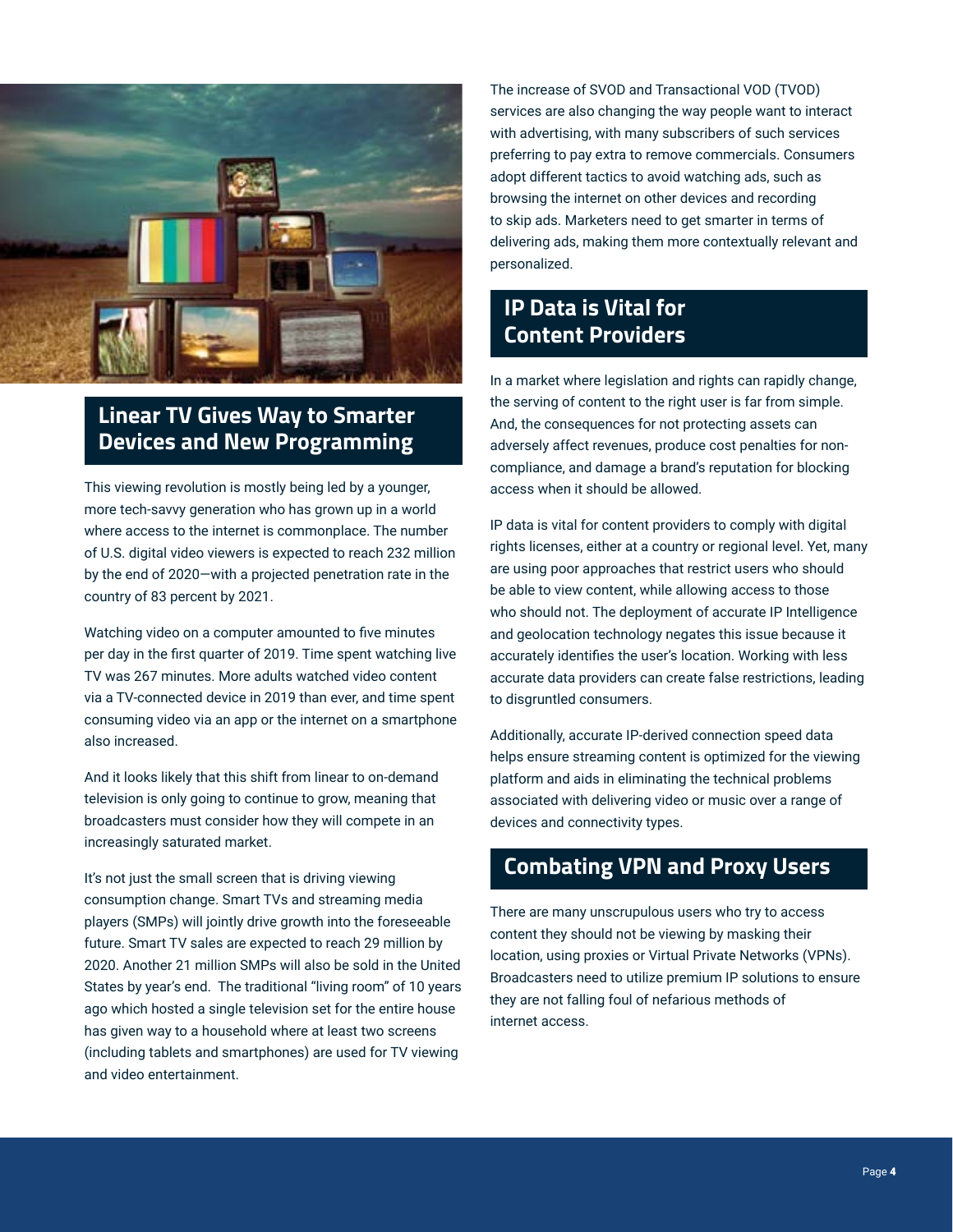## Linear TV Gives Way to Smarter Devices and New Programming

This viewing revolution is mostly being led by a younger, more tech-savvy generation who has grown up in a world where access to the internet is commonplace. The number of U.S. digital video viewers is expected to reach 232 million by the end of 2020—with a projected penetration rate in the country of 83 percent by 2021.

Watching video on a computer amounted to five minutes per day in the first quarter of 2019. Time spent watching live TV was 267 minutes. More adults watched video content via a TV-connected device in 2019 than ever, and time spent consuming video via an app or the internet on a smartphone also increased.

And it looks likely that this shift from linear to on-demand television is only going to continue to grow, meaning that broadcasters must consider how they will compete in an increasingly saturated market.

It's not just the small screen that is driving viewing consumption change. Smart TVs and streaming media players (SMPs) will jointly drive growth into the foreseeable future. Smart TV sales are expected to reach 29 million by 2020. Another 21 million SMPs will also be sold in the United States by year's end. The traditional "living room" of 10 years ago which hosted a single television set for the entire house has given way to a household where at least two screens (including tablets and smartphones) are used for TV viewing and video entertainment.

The increase of SVOD and Transactional VOD (TVOD) services are also changing the way people want to interact with advertising, with many subscribers of such services preferring to pay extra to remove commercials. Consumers adopt different tactics to avoid watching ads, such as browsing the internet on other devices and recording to skip ads. Marketers need to get smarter in terms of delivering ads, making them more contextually relevant and personalized.

## IP Data is Vital for Content Providers

In a market where legislation and rights can rapidly change, the serving of content to the right user is far from simple. And, the consequences for not protecting assets can adversely affect revenues, produce cost penalties for non-compliance, and damage a brand's reputation for blocking access when it should be allowed.

IP data is vital for content providers to comply with digital rights licenses, either at a country or regional level. Yet, many are using poor approaches that restrict users who should be able to view content, while allowing access to those who should not. The deployment of accurate IP Intelligence and geolocation technology negates this issue because it accurately identifies the user's location. Working with less accurate data providers can create false restrictions, leading to disgruntled consumers.

Additionally, accurate IP-derived connection speed data helps ensure streaming content is optimized for the viewing platform and aids in eliminating the technical problems associated with delivering video or music over a range of devices and connectivity types.

## Combating VPN and Proxy Users

There are many unscrupulous users who try to access content they should not be viewing by masking their location, using proxies or Virtual Private Networks (VPNs). Broadcasters need to utilize premium IP solutions to ensure they are not falling foul of nefarious methods of internet access.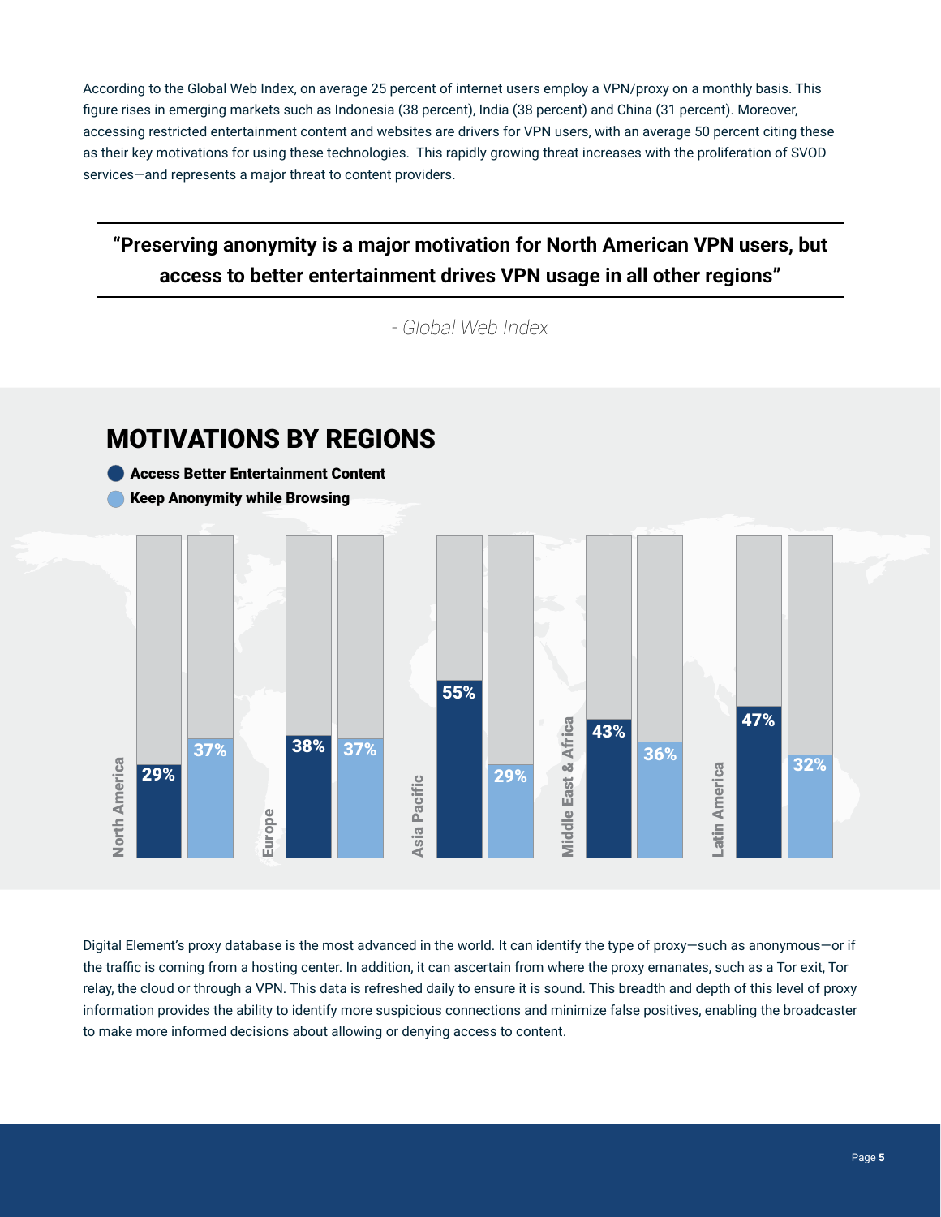According to the Global Web Index, on average 25 percent of internet users employ a VPN/proxy on a monthly basis. This figure rises in emerging markets such as Indonesia (38 percent), India (38 percent) and China (31 percent). Moreover, accessing restricted entertainment content and websites are drivers for VPN users, with an average 50 percent citing these as their key motivations for using these technologies. This rapidly growing threat increases with the proliferation of SVOD services—and represents a major threat to content providers.

> **"Preserving anonymity is a major motivation for North American VPN users, but access to better entertainment drives VPN usage in all other regions"**
>
> *- Global Web Index*

## MOTIVATIONS BY REGIONS

| Region | Access Better Entertainment Content | Keep Anonymity while Browsing |
|---|---|---|
| North America | 29% | 37% |
| Europe | 38% | 37% |
| Asia Pacific | 55% | 29% |
| Middle East & Africa | 43% | 36% |
| Latin America | 47% | 32% |

Digital Element's proxy database is the most advanced in the world. It can identify the type of proxy—such as anonymous—or if the traffic is coming from a hosting center. In addition, it can ascertain from where the proxy emanates, such as a Tor exit, Tor relay, the cloud or through a VPN. This data is refreshed daily to ensure it is sound. This breadth and depth of this level of proxy information provides the ability to identify more suspicious connections and minimize false positives, enabling the broadcaster to make more informed decisions about allowing or denying access to content.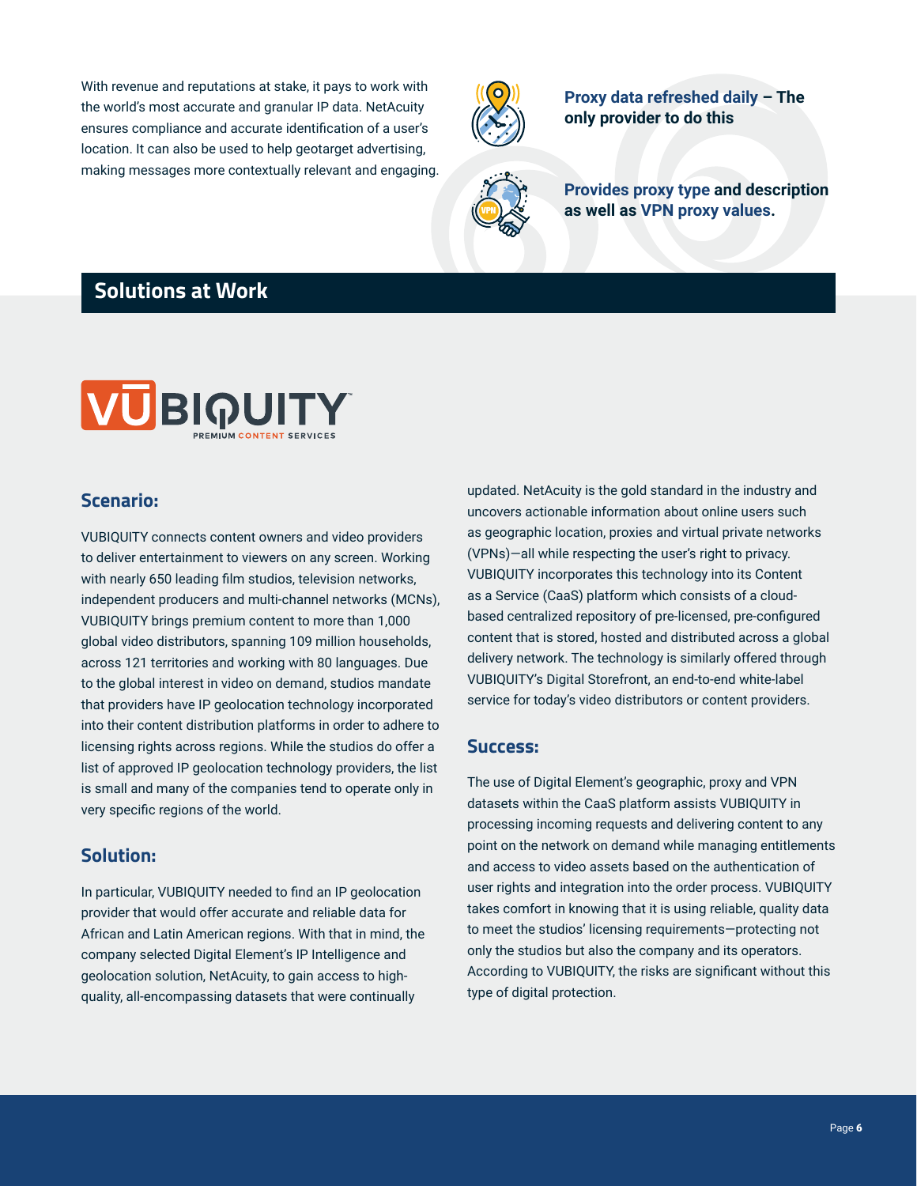With revenue and reputations at stake, it pays to work with the world's most accurate and granular IP data. NetAcuity ensures compliance and accurate identification of a user's location. It can also be used to help geotarget advertising, making messages more contextually relevant and engaging.

**Proxy data refreshed daily – The only provider to do this**

**Provides proxy type and description as well as VPN proxy values.**

## Solutions at Work

VUBIQUITY PREMIUM CONTENT SERVICES

### Scenario:

VUBIQUITY connects content owners and video providers to deliver entertainment to viewers on any screen. Working with nearly 650 leading film studios, television networks, independent producers and multi-channel networks (MCNs), VUBIQUITY brings premium content to more than 1,000 global video distributors, spanning 109 million households, across 121 territories and working with 80 languages. Due to the global interest in video on demand, studios mandate that providers have IP geolocation technology incorporated into their content distribution platforms in order to adhere to licensing rights across regions. While the studios do offer a list of approved IP geolocation technology providers, the list is small and many of the companies tend to operate only in very specific regions of the world.

### Solution:

In particular, VUBIQUITY needed to find an IP geolocation provider that would offer accurate and reliable data for African and Latin American regions. With that in mind, the company selected Digital Element's IP Intelligence and geolocation solution, NetAcuity, to gain access to high-quality, all-encompassing datasets that were continually updated. NetAcuity is the gold standard in the industry and uncovers actionable information about online users such as geographic location, proxies and virtual private networks (VPNs)—all while respecting the user's right to privacy. VUBIQUITY incorporates this technology into its Content as a Service (CaaS) platform which consists of a cloud-based centralized repository of pre-licensed, pre-configured content that is stored, hosted and distributed across a global delivery network. The technology is similarly offered through VUBIQUITY's Digital Storefront, an end-to-end white-label service for today's video distributors or content providers.

### Success:

The use of Digital Element's geographic, proxy and VPN datasets within the CaaS platform assists VUBIQUITY in processing incoming requests and delivering content to any point on the network on demand while managing entitlements and access to video assets based on the authentication of user rights and integration into the order process. VUBIQUITY takes comfort in knowing that it is using reliable, quality data to meet the studios' licensing requirements—protecting not only the studios but also the company and its operators. According to VUBIQUITY, the risks are significant without this type of digital protection.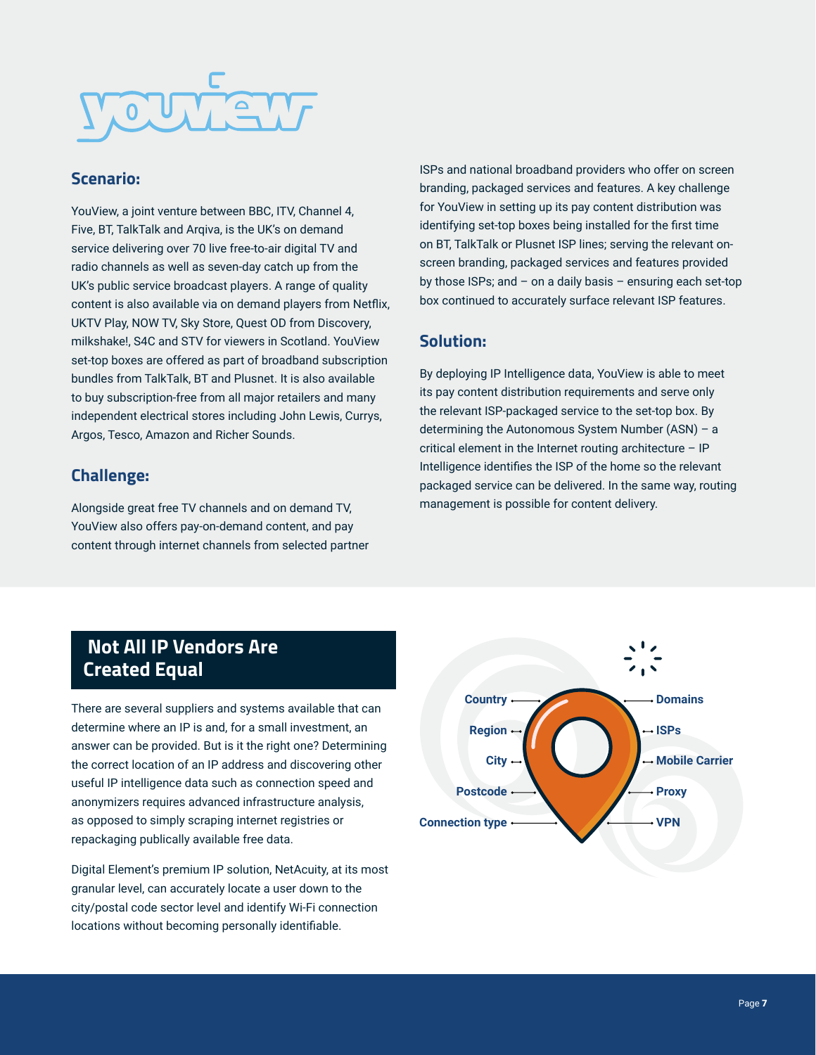youview

## Scenario:

YouView, a joint venture between BBC, ITV, Channel 4, Five, BT, TalkTalk and Arqiva, is the UK's on demand service delivering over 70 live free-to-air digital TV and radio channels as well as seven-day catch up from the UK's public service broadcast players. A range of quality content is also available via on demand players from Netflix, UKTV Play, NOW TV, Sky Store, Quest OD from Discovery, milkshake!, S4C and STV for viewers in Scotland. YouView set-top boxes are offered as part of broadband subscription bundles from TalkTalk, BT and Plusnet. It is also available to buy subscription-free from all major retailers and many independent electrical stores including John Lewis, Currys, Argos, Tesco, Amazon and Richer Sounds.

## Challenge:

Alongside great free TV channels and on demand TV, YouView also offers pay-on-demand content, and pay content through internet channels from selected partner ISPs and national broadband providers who offer on screen branding, packaged services and features. A key challenge for YouView in setting up its pay content distribution was identifying set-top boxes being installed for the first time on BT, TalkTalk or Plusnet ISP lines; serving the relevant on-screen branding, packaged services and features provided by those ISPs; and – on a daily basis – ensuring each set-top box continued to accurately surface relevant ISP features.

## Solution:

By deploying IP Intelligence data, YouView is able to meet its pay content distribution requirements and serve only the relevant ISP-packaged service to the set-top box. By determining the Autonomous System Number (ASN) – a critical element in the Internet routing architecture – IP Intelligence identifies the ISP of the home so the relevant packaged service can be delivered. In the same way, routing management is possible for content delivery.

## Not All IP Vendors Are Created Equal

There are several suppliers and systems available that can determine where an IP is and, for a small investment, an answer can be provided. But is it the right one? Determining the correct location of an IP address and discovering other useful IP intelligence data such as connection speed and anonymizers requires advanced infrastructure analysis, as opposed to simply scraping internet registries or repackaging publically available free data.

Digital Element's premium IP solution, NetAcuity, at its most granular level, can accurately locate a user down to the city/postal code sector level and identify Wi-Fi connection locations without becoming personally identifiable.

Country, Region, City, Postcode, Connection type, Domains, ISPs, Mobile Carrier, Proxy, VPN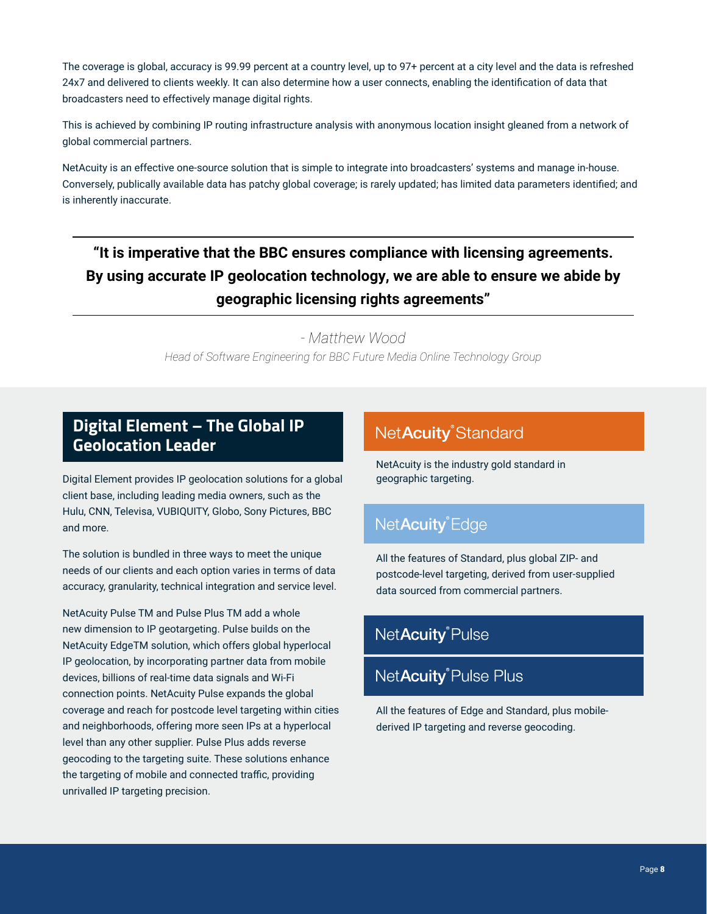The coverage is global, accuracy is 99.99 percent at a country level, up to 97+ percent at a city level and the data is refreshed 24x7 and delivered to clients weekly. It can also determine how a user connects, enabling the identification of data that broadcasters need to effectively manage digital rights.

This is achieved by combining IP routing infrastructure analysis with anonymous location insight gleaned from a network of global commercial partners.

NetAcuity is an effective one-source solution that is simple to integrate into broadcasters' systems and manage in-house. Conversely, publically available data has patchy global coverage; is rarely updated; has limited data parameters identified; and is inherently inaccurate.

---

**"It is imperative that the BBC ensures compliance with licensing agreements. By using accurate IP geolocation technology, we are able to ensure we abide by geographic licensing rights agreements"**

---

*- Matthew Wood*

*Head of Software Engineering for BBC Future Media Online Technology Group*

## Digital Element – The Global IP Geolocation Leader

Digital Element provides IP geolocation solutions for a global client base, including leading media owners, such as the Hulu, CNN, Televisa, VUBIQUITY, Globo, Sony Pictures, BBC and more.

The solution is bundled in three ways to meet the unique needs of our clients and each option varies in terms of data accuracy, granularity, technical integration and service level.

NetAcuity Pulse TM and Pulse Plus TM add a whole new dimension to IP geotargeting. Pulse builds on the NetAcuity EdgeTM solution, which offers global hyperlocal IP geolocation, by incorporating partner data from mobile devices, billions of real-time data signals and Wi-Fi connection points. NetAcuity Pulse expands the global coverage and reach for postcode level targeting within cities and neighborhoods, offering more seen IPs at a hyperlocal level than any other supplier. Pulse Plus adds reverse geocoding to the targeting suite. These solutions enhance the targeting of mobile and connected traffic, providing unrivalled IP targeting precision.

### NetAcuity® Standard

NetAcuity is the industry gold standard in geographic targeting.

### NetAcuity® Edge

All the features of Standard, plus global ZIP- and postcode-level targeting, derived from user-supplied data sourced from commercial partners.

### NetAcuity® Pulse

### NetAcuity® Pulse Plus

All the features of Edge and Standard, plus mobile-derived IP targeting and reverse geocoding.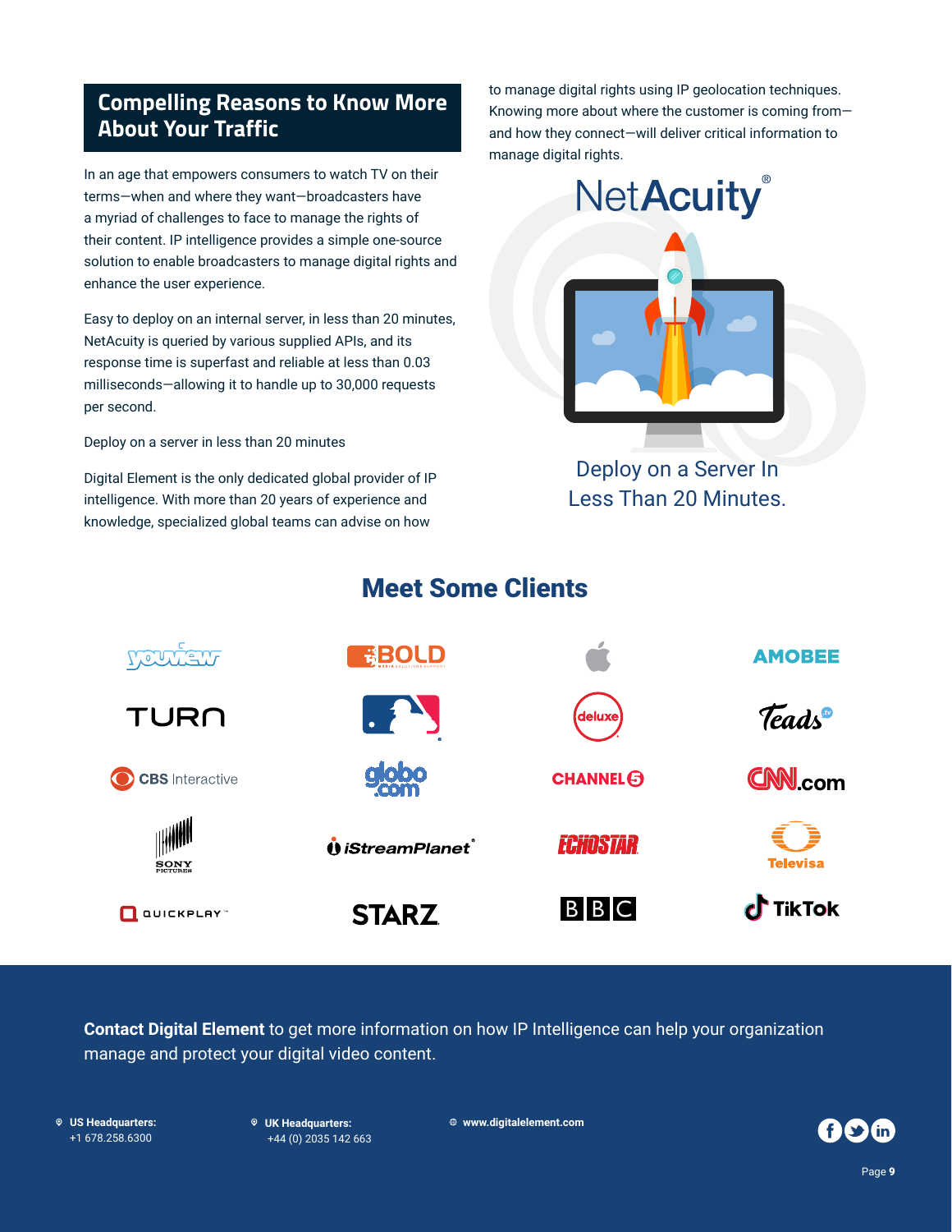## Compelling Reasons to Know More About Your Traffic

In an age that empowers consumers to watch TV on their terms—when and where they want—broadcasters have a myriad of challenges to face to manage the rights of their content. IP intelligence provides a simple one-source solution to enable broadcasters to manage digital rights and enhance the user experience.

Easy to deploy on an internal server, in less than 20 minutes, NetAcuity is queried by various supplied APIs, and its response time is superfast and reliable at less than 0.03 milliseconds—allowing it to handle up to 30,000 requests per second.

Deploy on a server in less than 20 minutes

Digital Element is the only dedicated global provider of IP intelligence. With more than 20 years of experience and knowledge, specialized global teams can advise on how to manage digital rights using IP geolocation techniques. Knowing more about where the customer is coming from—and how they connect—will deliver critical information to manage digital rights.

NetAcuity®

Deploy on a Server In Less Than 20 Minutes.

## Meet Some Clients

| | | | |
|---|---|---|---|
| youview | BOLD | Apple | AMOBEE |
| TURN | MLB | deluxe | Teads |
| CBS Interactive | globo.com | CHANNEL 5 | CNN.com |
| SONY PICTURES | iStreamPlanet | ECHOSTAR | Televisa |
| QUICKPLAY | STARZ | BBC | TikTok |

**Contact Digital Element** to get more information on how IP Intelligence can help your organization manage and protect your digital video content.

**US Headquarters:**
+1 678.258.6300

**UK Headquarters:**
+44 (0) 2035 142 663

**www.digitalelement.com**